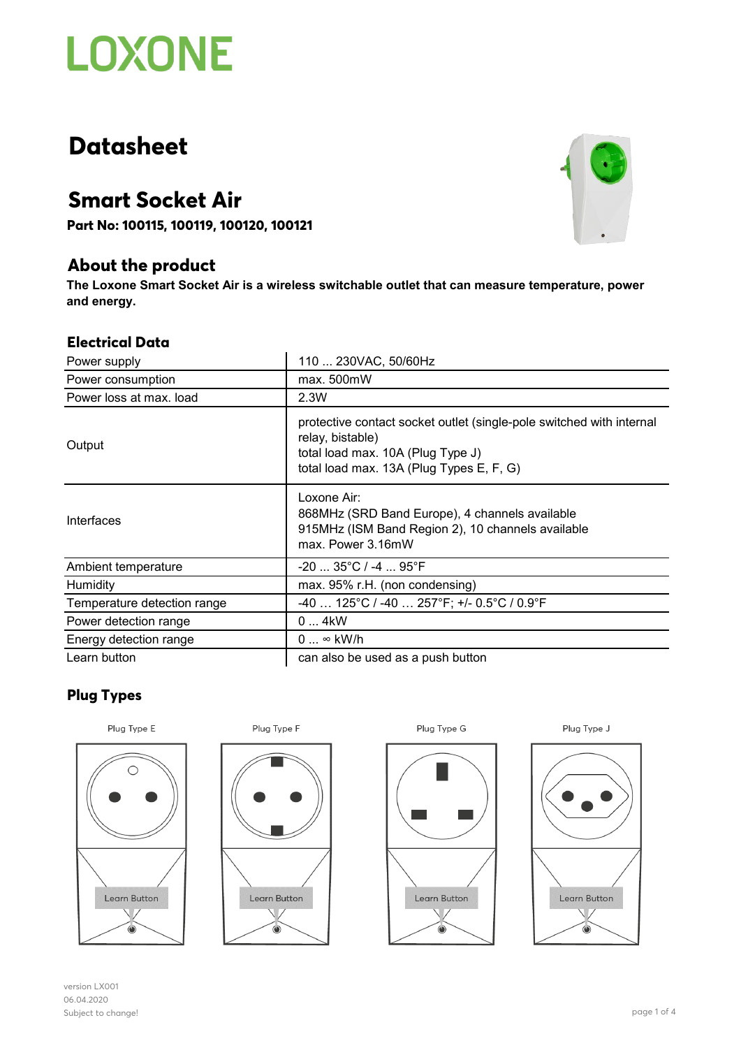LOXONE

# Datasheet

## Smart Socket Air

**Part No: 100115, 100119, 100120, 100121**

## About the product

**The Loxone Smart Socket Air is a wireless switchable outlet that can measure temperature, power and energy.**

### Electrical Data

| | |
|---|---|
| Power supply | 110 ... 230VAC, 50/60Hz |
| Power consumption | max. 500mW |
| Power loss at max. load | 2.3W |
| Output | protective contact socket outlet (single-pole switched with internal relay, bistable)<br>total load max. 10A (Plug Type J)<br>total load max. 13A (Plug Types E, F, G) |
| Interfaces | Loxone Air:<br>868MHz (SRD Band Europe), 4 channels available<br>915MHz (ISM Band Region 2), 10 channels available<br>max. Power 3.16mW |
| Ambient temperature | -20 ... 35°C / -4 ... 95°F |
| Humidity | max. 95% r.H. (non condensing) |
| Temperature detection range | -40 … 125°C / -40 … 257°F; +/- 0.5°C / 0.9°F |
| Power detection range | 0 ... 4kW |
| Energy detection range | 0 ... ∞ kW/h |
| Learn button | can also be used as a push button |

### Plug Types

Plug Type E — Learn Button

Plug Type F — Learn Button

Plug Type G — Learn Button

Plug Type J — Learn Button

version LX001
06.04.2020
Subject to change!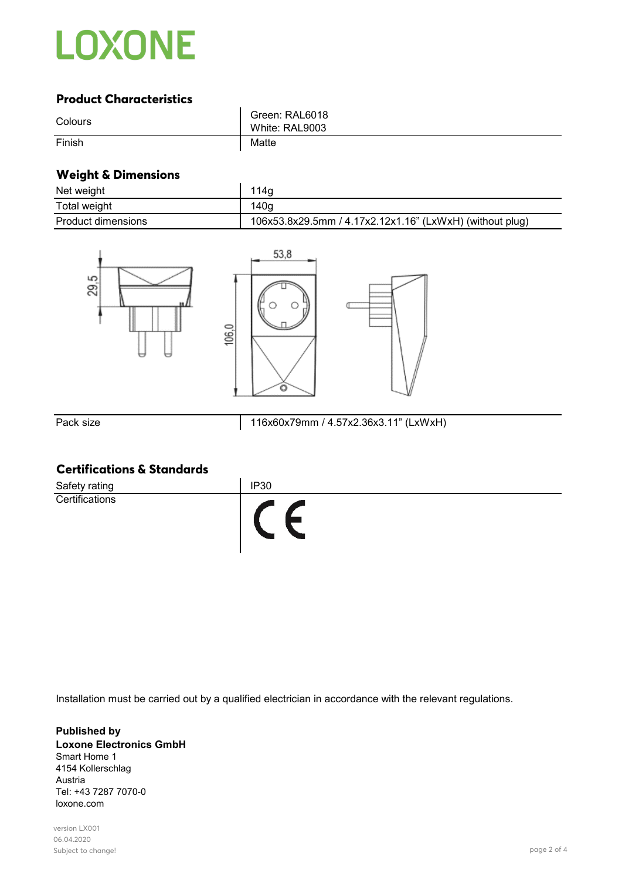## Product Characteristics

| | |
|---|---|
| Colours | Green: RAL6018<br>White: RAL9003 |
| Finish | Matte |

## Weight & Dimensions

| | |
|---|---|
| Net weight | 114g |
| Total weight | 140g |
| Product dimensions | 106x53.8x29.5mm / 4.17x2.12x1.16" (LxWxH) (without plug) |

| | |
|---|---|
| Pack size | 116x60x79mm / 4.57x2.36x3.11" (LxWxH) |

## Certifications & Standards

| | |
|---|---|
| Safety rating | IP30 |
| Certifications | CE |

Installation must be carried out by a qualified electrician in accordance with the relevant regulations.

**Published by**
**Loxone Electronics GmbH**
Smart Home 1
4154 Kollerschlag
Austria
Tel: +43 7287 7070-0
loxone.com

version LX001
06.04.2020
Subject to change!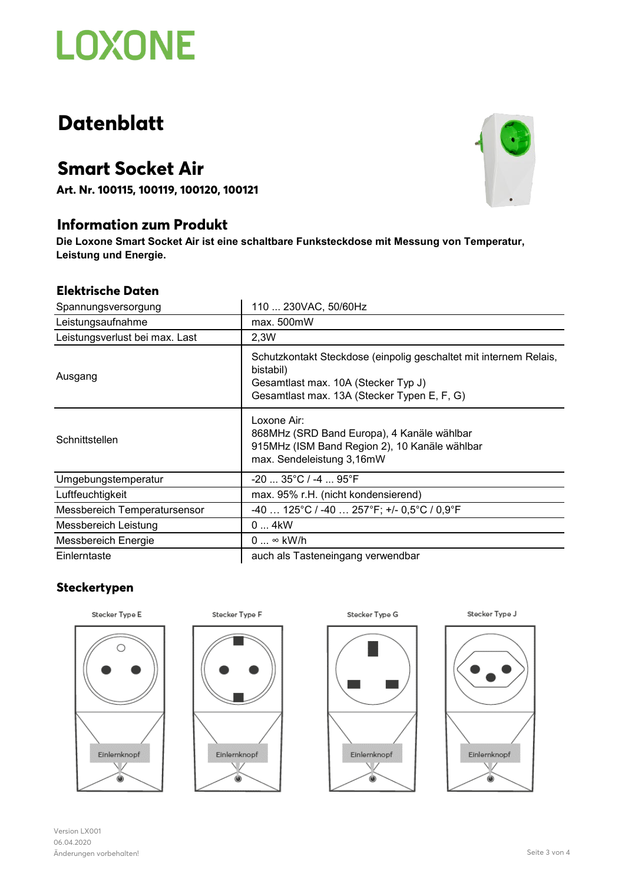# Datenblatt

## Smart Socket Air

**Art. Nr. 100115, 100119, 100120, 100121**

### Information zum Produkt

**Die Loxone Smart Socket Air ist eine schaltbare Funksteckdose mit Messung von Temperatur, Leistung und Energie.**

### Elektrische Daten

| | |
|---|---|
| Spannungsversorgung | 110 ... 230VAC, 50/60Hz |
| Leistungsaufnahme | max. 500mW |
| Leistungsverlust bei max. Last | 2,3W |
| Ausgang | Schutzkontakt Steckdose (einpolig geschaltet mit internem Relais, bistabil)<br>Gesamtlast max. 10A (Stecker Typ J)<br>Gesamtlast max. 13A (Stecker Typen E, F, G) |
| Schnittstellen | Loxone Air:<br>868MHz (SRD Band Europa), 4 Kanäle wählbar<br>915MHz (ISM Band Region 2), 10 Kanäle wählbar<br>max. Sendeleistung 3,16mW |
| Umgebungstemperatur | -20 ... 35°C / -4 ... 95°F |
| Luftfeuchtigkeit | max. 95% r.H. (nicht kondensierend) |
| Messbereich Temperatursensor | -40 … 125°C / -40 … 257°F; +/- 0,5°C / 0,9°F |
| Messbereich Leistung | 0 ... 4kW |
| Messbereich Energie | 0 ... ∞ kW/h |
| Einlerntaste | auch als Tasteneingang verwendbar |

### Steckertypen

Stecker Type E — Einlernknopf

Stecker Type F — Einlernknopf

Stecker Type G — Einlernknopf

Stecker Type J — Einlernknopf

Version LX001
06.04.2020
Änderungen vorbehalten!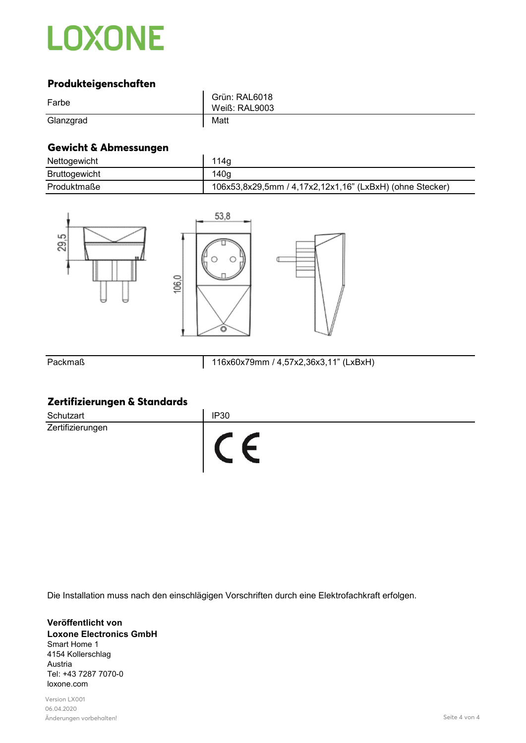# LOXONE

## Produkteigenschaften

| | |
|---|---|
| Farbe | Grün: RAL6018<br>Weiß: RAL9003 |
| Glanzgrad | Matt |

## Gewicht & Abmessungen

| | |
|---|---|
| Nettogewicht | 114g |
| Bruttogewicht | 140g |
| Produktmaße | 106x53,8x29,5mm / 4,17x2,12x1,16" (LxBxH) (ohne Stecker) |

29,5

53,8

106,0

| | |
|---|---|
| Packmaß | 116x60x79mm / 4,57x2,36x3,11" (LxBxH) |

## Zertifizierungen & Standards

| | |
|---|---|
| Schutzart | IP30 |
| Zertifizierungen | CE |

Die Installation muss nach den einschlägigen Vorschriften durch eine Elektrofachkraft erfolgen.

**Veröffentlicht von**
**Loxone Electronics GmbH**
Smart Home 1
4154 Kollerschlag
Austria
Tel: +43 7287 7070-0
loxone.com

Version LX001
06.04.2020
Änderungen vorbehalten!